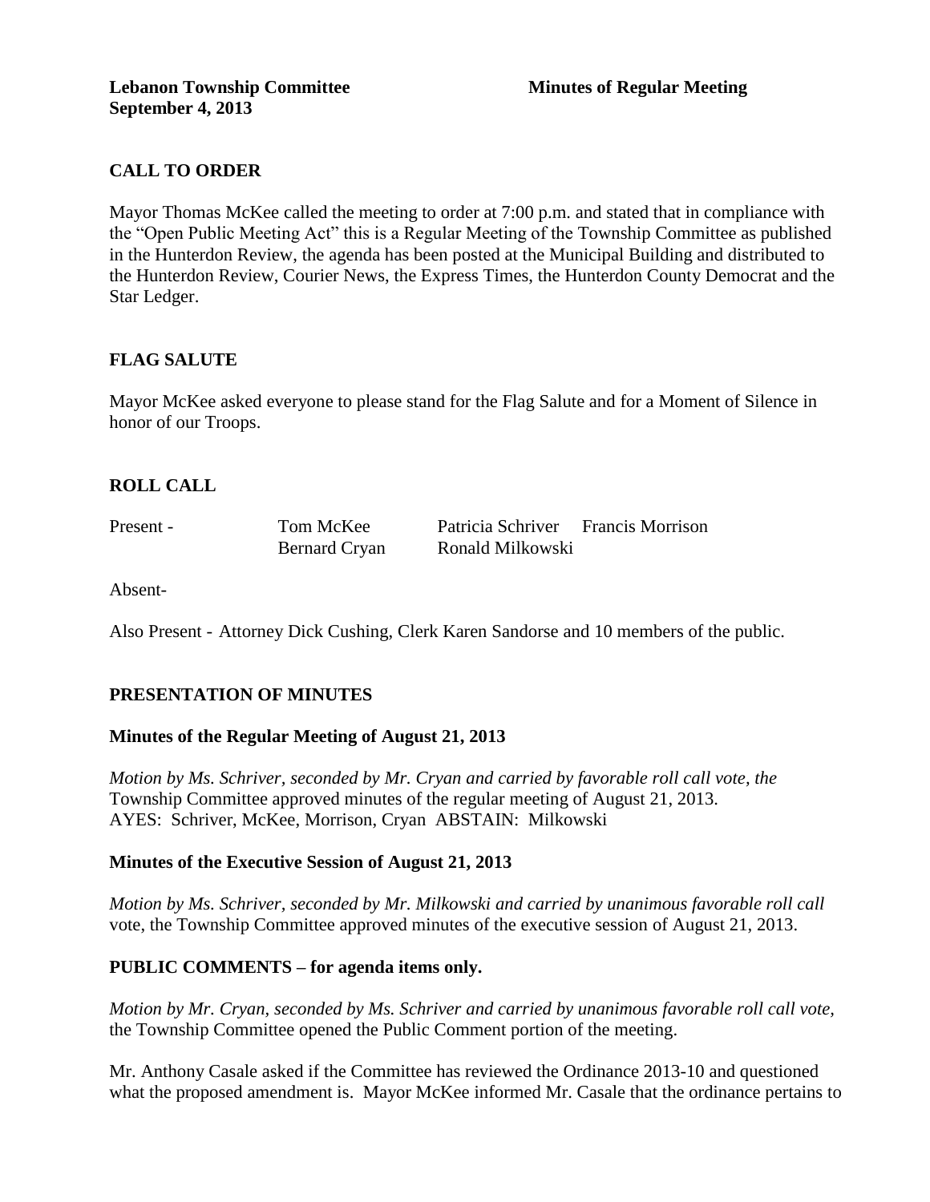**Lebanon Township Committee** **Minutes of Regular Meeting**
**September 4, 2013**

## CALL TO ORDER

Mayor Thomas McKee called the meeting to order at 7:00 p.m. and stated that in compliance with the "Open Public Meeting Act" this is a Regular Meeting of the Township Committee as published in the Hunterdon Review, the agenda has been posted at the Municipal Building and distributed to the Hunterdon Review, Courier News, the Express Times, the Hunterdon County Democrat and the Star Ledger.

## FLAG SALUTE

Mayor McKee asked everyone to please stand for the Flag Salute and for a Moment of Silence in honor of our Troops.

## ROLL CALL

| Present - | Tom McKee | Patricia Schriver | Francis Morrison |
|---|---|---|---|
| | Bernard Cryan | Ronald Milkowski | |

Absent-

Also Present - Attorney Dick Cushing, Clerk Karen Sandorse and 10 members of the public.

## PRESENTATION OF MINUTES

### Minutes of the Regular Meeting of August 21, 2013

*Motion by Ms. Schriver, seconded by Mr. Cryan and carried by favorable roll call vote, the* Township Committee approved minutes of the regular meeting of August 21, 2013.
AYES: Schriver, McKee, Morrison, Cryan ABSTAIN: Milkowski

### Minutes of the Executive Session of August 21, 2013

*Motion by Ms. Schriver, seconded by Mr. Milkowski and carried by unanimous favorable roll call* vote, the Township Committee approved minutes of the executive session of August 21, 2013.

## PUBLIC COMMENTS – for agenda items only.

*Motion by Mr. Cryan, seconded by Ms. Schriver and carried by unanimous favorable roll call vote,* the Township Committee opened the Public Comment portion of the meeting.

Mr. Anthony Casale asked if the Committee has reviewed the Ordinance 2013-10 and questioned what the proposed amendment is. Mayor McKee informed Mr. Casale that the ordinance pertains to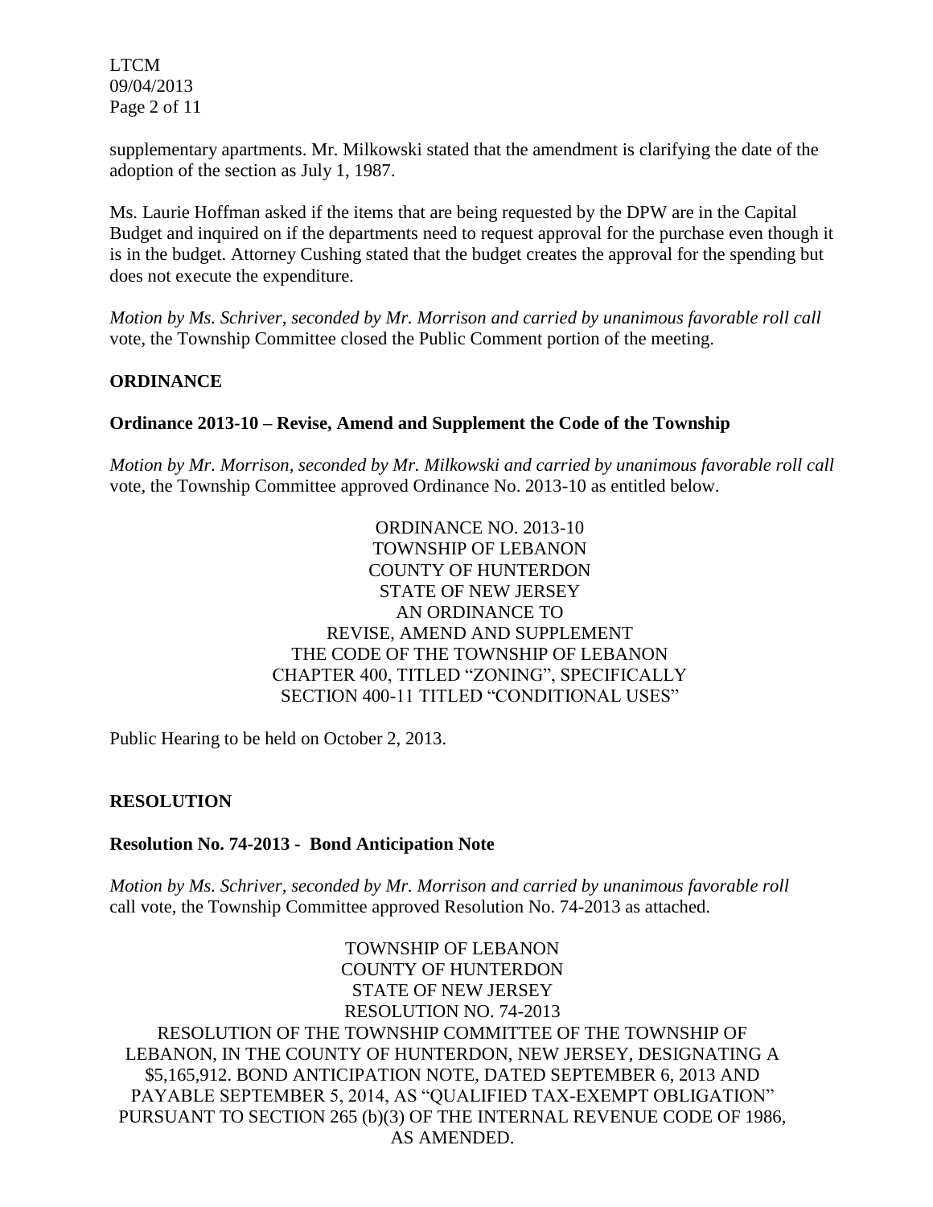supplementary apartments. Mr. Milkowski stated that the amendment is clarifying the date of the adoption of the section as July 1, 1987.

Ms. Laurie Hoffman asked if the items that are being requested by the DPW are in the Capital Budget and inquired on if the departments need to request approval for the purchase even though it is in the budget. Attorney Cushing stated that the budget creates the approval for the spending but does not execute the expenditure.

*Motion by Ms. Schriver, seconded by Mr. Morrison and carried by unanimous favorable roll call* vote, the Township Committee closed the Public Comment portion of the meeting.

## ORDINANCE

### Ordinance 2013-10 – Revise, Amend and Supplement the Code of the Township

*Motion by Mr. Morrison, seconded by Mr. Milkowski and carried by unanimous favorable roll call* vote, the Township Committee approved Ordinance No. 2013-10 as entitled below.

ORDINANCE NO. 2013-10
TOWNSHIP OF LEBANON
COUNTY OF HUNTERDON
STATE OF NEW JERSEY
AN ORDINANCE TO
REVISE, AMEND AND SUPPLEMENT
THE CODE OF THE TOWNSHIP OF LEBANON
CHAPTER 400, TITLED "ZONING", SPECIFICALLY
SECTION 400-11 TITLED "CONDITIONAL USES"

Public Hearing to be held on October 2, 2013.

## RESOLUTION

### Resolution No. 74-2013 - Bond Anticipation Note

*Motion by Ms. Schriver, seconded by Mr. Morrison and carried by unanimous favorable roll* call vote, the Township Committee approved Resolution No. 74-2013 as attached.

TOWNSHIP OF LEBANON
COUNTY OF HUNTERDON
STATE OF NEW JERSEY
RESOLUTION NO. 74-2013
RESOLUTION OF THE TOWNSHIP COMMITTEE OF THE TOWNSHIP OF LEBANON, IN THE COUNTY OF HUNTERDON, NEW JERSEY, DESIGNATING A $5,165,912. BOND ANTICIPATION NOTE, DATED SEPTEMBER 6, 2013 AND PAYABLE SEPTEMBER 5, 2014, AS "QUALIFIED TAX-EXEMPT OBLIGATION" PURSUANT TO SECTION 265 (b)(3) OF THE INTERNAL REVENUE CODE OF 1986, AS AMENDED.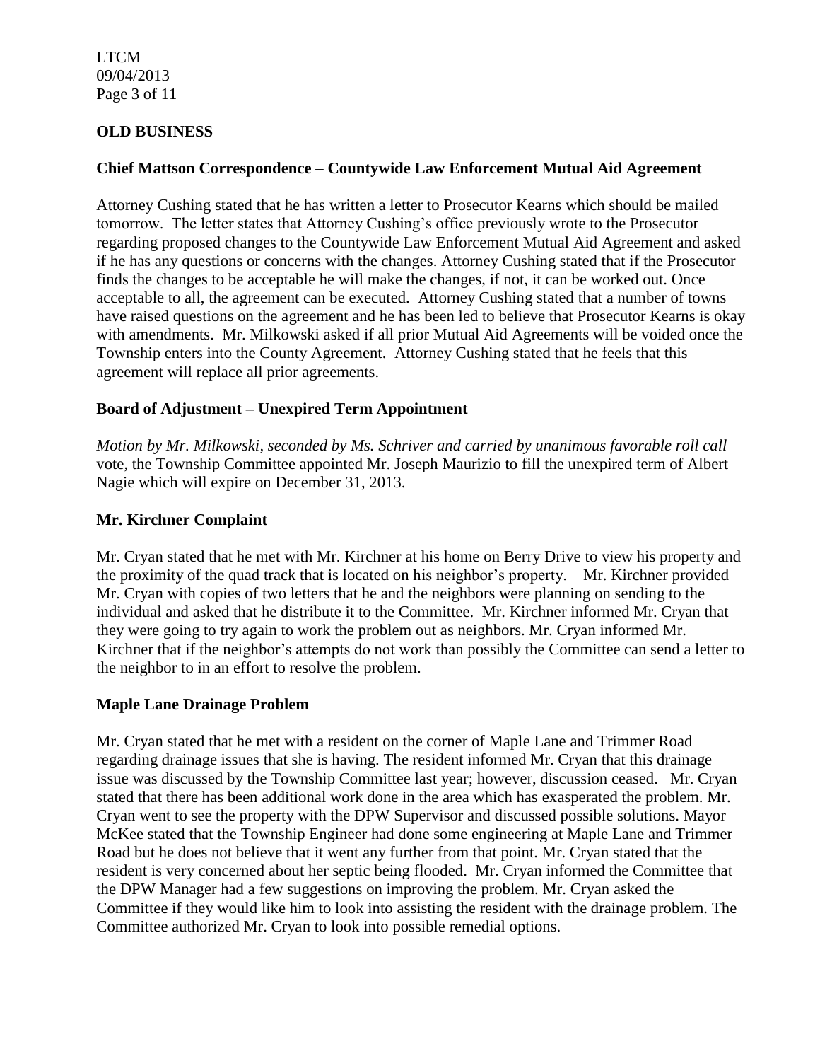## OLD BUSINESS

### Chief Mattson Correspondence – Countywide Law Enforcement Mutual Aid Agreement

Attorney Cushing stated that he has written a letter to Prosecutor Kearns which should be mailed tomorrow. The letter states that Attorney Cushing's office previously wrote to the Prosecutor regarding proposed changes to the Countywide Law Enforcement Mutual Aid Agreement and asked if he has any questions or concerns with the changes. Attorney Cushing stated that if the Prosecutor finds the changes to be acceptable he will make the changes, if not, it can be worked out. Once acceptable to all, the agreement can be executed. Attorney Cushing stated that a number of towns have raised questions on the agreement and he has been led to believe that Prosecutor Kearns is okay with amendments. Mr. Milkowski asked if all prior Mutual Aid Agreements will be voided once the Township enters into the County Agreement. Attorney Cushing stated that he feels that this agreement will replace all prior agreements.

### Board of Adjustment – Unexpired Term Appointment

*Motion by Mr. Milkowski, seconded by Ms. Schriver and carried by unanimous favorable roll call* vote, the Township Committee appointed Mr. Joseph Maurizio to fill the unexpired term of Albert Nagie which will expire on December 31, 2013.

### Mr. Kirchner Complaint

Mr. Cryan stated that he met with Mr. Kirchner at his home on Berry Drive to view his property and the proximity of the quad track that is located on his neighbor's property. Mr. Kirchner provided Mr. Cryan with copies of two letters that he and the neighbors were planning on sending to the individual and asked that he distribute it to the Committee. Mr. Kirchner informed Mr. Cryan that they were going to try again to work the problem out as neighbors. Mr. Cryan informed Mr. Kirchner that if the neighbor's attempts do not work than possibly the Committee can send a letter to the neighbor to in an effort to resolve the problem.

### Maple Lane Drainage Problem

Mr. Cryan stated that he met with a resident on the corner of Maple Lane and Trimmer Road regarding drainage issues that she is having. The resident informed Mr. Cryan that this drainage issue was discussed by the Township Committee last year; however, discussion ceased. Mr. Cryan stated that there has been additional work done in the area which has exasperated the problem. Mr. Cryan went to see the property with the DPW Supervisor and discussed possible solutions. Mayor McKee stated that the Township Engineer had done some engineering at Maple Lane and Trimmer Road but he does not believe that it went any further from that point. Mr. Cryan stated that the resident is very concerned about her septic being flooded. Mr. Cryan informed the Committee that the DPW Manager had a few suggestions on improving the problem. Mr. Cryan asked the Committee if they would like him to look into assisting the resident with the drainage problem. The Committee authorized Mr. Cryan to look into possible remedial options.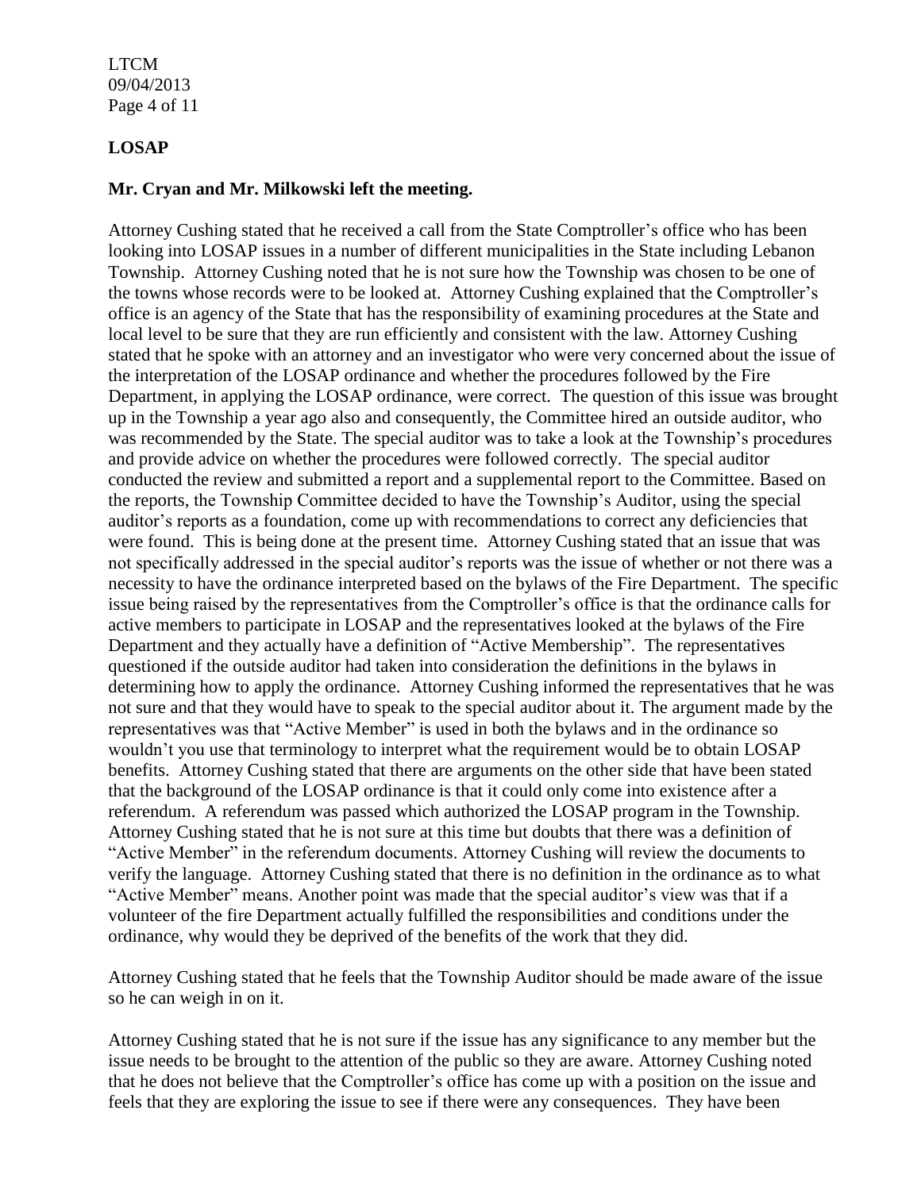## LOSAP

**Mr. Cryan and Mr. Milkowski left the meeting.**

Attorney Cushing stated that he received a call from the State Comptroller's office who has been looking into LOSAP issues in a number of different municipalities in the State including Lebanon Township. Attorney Cushing noted that he is not sure how the Township was chosen to be one of the towns whose records were to be looked at. Attorney Cushing explained that the Comptroller's office is an agency of the State that has the responsibility of examining procedures at the State and local level to be sure that they are run efficiently and consistent with the law. Attorney Cushing stated that he spoke with an attorney and an investigator who were very concerned about the issue of the interpretation of the LOSAP ordinance and whether the procedures followed by the Fire Department, in applying the LOSAP ordinance, were correct. The question of this issue was brought up in the Township a year ago also and consequently, the Committee hired an outside auditor, who was recommended by the State. The special auditor was to take a look at the Township's procedures and provide advice on whether the procedures were followed correctly. The special auditor conducted the review and submitted a report and a supplemental report to the Committee. Based on the reports, the Township Committee decided to have the Township's Auditor, using the special auditor's reports as a foundation, come up with recommendations to correct any deficiencies that were found. This is being done at the present time. Attorney Cushing stated that an issue that was not specifically addressed in the special auditor's reports was the issue of whether or not there was a necessity to have the ordinance interpreted based on the bylaws of the Fire Department. The specific issue being raised by the representatives from the Comptroller's office is that the ordinance calls for active members to participate in LOSAP and the representatives looked at the bylaws of the Fire Department and they actually have a definition of "Active Membership". The representatives questioned if the outside auditor had taken into consideration the definitions in the bylaws in determining how to apply the ordinance. Attorney Cushing informed the representatives that he was not sure and that they would have to speak to the special auditor about it. The argument made by the representatives was that "Active Member" is used in both the bylaws and in the ordinance so wouldn't you use that terminology to interpret what the requirement would be to obtain LOSAP benefits. Attorney Cushing stated that there are arguments on the other side that have been stated that the background of the LOSAP ordinance is that it could only come into existence after a referendum. A referendum was passed which authorized the LOSAP program in the Township. Attorney Cushing stated that he is not sure at this time but doubts that there was a definition of "Active Member" in the referendum documents. Attorney Cushing will review the documents to verify the language. Attorney Cushing stated that there is no definition in the ordinance as to what "Active Member" means. Another point was made that the special auditor's view was that if a volunteer of the fire Department actually fulfilled the responsibilities and conditions under the ordinance, why would they be deprived of the benefits of the work that they did.

Attorney Cushing stated that he feels that the Township Auditor should be made aware of the issue so he can weigh in on it.

Attorney Cushing stated that he is not sure if the issue has any significance to any member but the issue needs to be brought to the attention of the public so they are aware. Attorney Cushing noted that he does not believe that the Comptroller's office has come up with a position on the issue and feels that they are exploring the issue to see if there were any consequences. They have been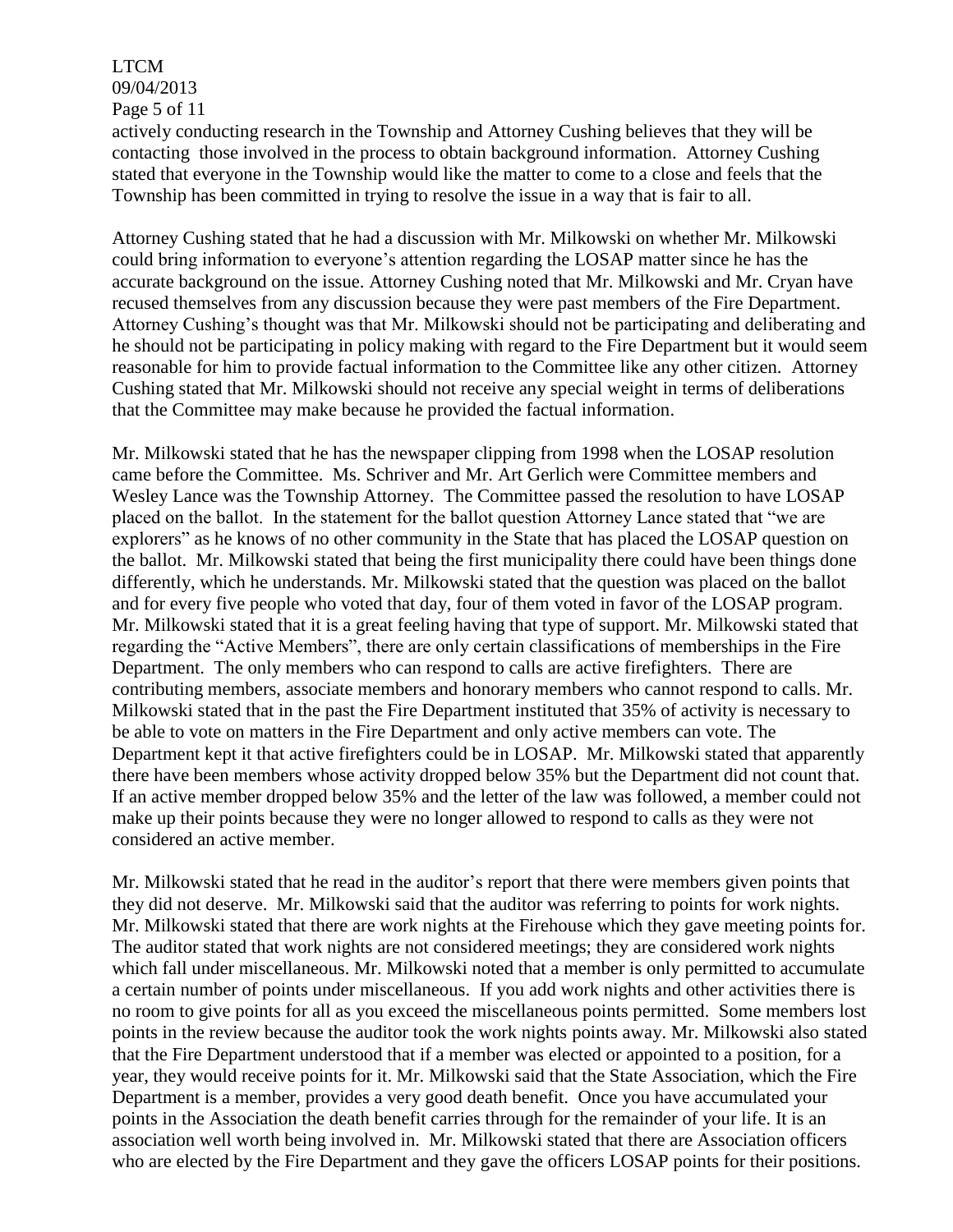actively conducting research in the Township and Attorney Cushing believes that they will be contacting those involved in the process to obtain background information. Attorney Cushing stated that everyone in the Township would like the matter to come to a close and feels that the Township has been committed in trying to resolve the issue in a way that is fair to all.

Attorney Cushing stated that he had a discussion with Mr. Milkowski on whether Mr. Milkowski could bring information to everyone's attention regarding the LOSAP matter since he has the accurate background on the issue. Attorney Cushing noted that Mr. Milkowski and Mr. Cryan have recused themselves from any discussion because they were past members of the Fire Department. Attorney Cushing's thought was that Mr. Milkowski should not be participating and deliberating and he should not be participating in policy making with regard to the Fire Department but it would seem reasonable for him to provide factual information to the Committee like any other citizen. Attorney Cushing stated that Mr. Milkowski should not receive any special weight in terms of deliberations that the Committee may make because he provided the factual information.

Mr. Milkowski stated that he has the newspaper clipping from 1998 when the LOSAP resolution came before the Committee. Ms. Schriver and Mr. Art Gerlich were Committee members and Wesley Lance was the Township Attorney. The Committee passed the resolution to have LOSAP placed on the ballot. In the statement for the ballot question Attorney Lance stated that "we are explorers" as he knows of no other community in the State that has placed the LOSAP question on the ballot. Mr. Milkowski stated that being the first municipality there could have been things done differently, which he understands. Mr. Milkowski stated that the question was placed on the ballot and for every five people who voted that day, four of them voted in favor of the LOSAP program. Mr. Milkowski stated that it is a great feeling having that type of support. Mr. Milkowski stated that regarding the "Active Members", there are only certain classifications of memberships in the Fire Department. The only members who can respond to calls are active firefighters. There are contributing members, associate members and honorary members who cannot respond to calls. Mr. Milkowski stated that in the past the Fire Department instituted that 35% of activity is necessary to be able to vote on matters in the Fire Department and only active members can vote. The Department kept it that active firefighters could be in LOSAP. Mr. Milkowski stated that apparently there have been members whose activity dropped below 35% but the Department did not count that. If an active member dropped below 35% and the letter of the law was followed, a member could not make up their points because they were no longer allowed to respond to calls as they were not considered an active member.

Mr. Milkowski stated that he read in the auditor's report that there were members given points that they did not deserve. Mr. Milkowski said that the auditor was referring to points for work nights. Mr. Milkowski stated that there are work nights at the Firehouse which they gave meeting points for. The auditor stated that work nights are not considered meetings; they are considered work nights which fall under miscellaneous. Mr. Milkowski noted that a member is only permitted to accumulate a certain number of points under miscellaneous. If you add work nights and other activities there is no room to give points for all as you exceed the miscellaneous points permitted. Some members lost points in the review because the auditor took the work nights points away. Mr. Milkowski also stated that the Fire Department understood that if a member was elected or appointed to a position, for a year, they would receive points for it. Mr. Milkowski said that the State Association, which the Fire Department is a member, provides a very good death benefit. Once you have accumulated your points in the Association the death benefit carries through for the remainder of your life. It is an association well worth being involved in. Mr. Milkowski stated that there are Association officers who are elected by the Fire Department and they gave the officers LOSAP points for their positions.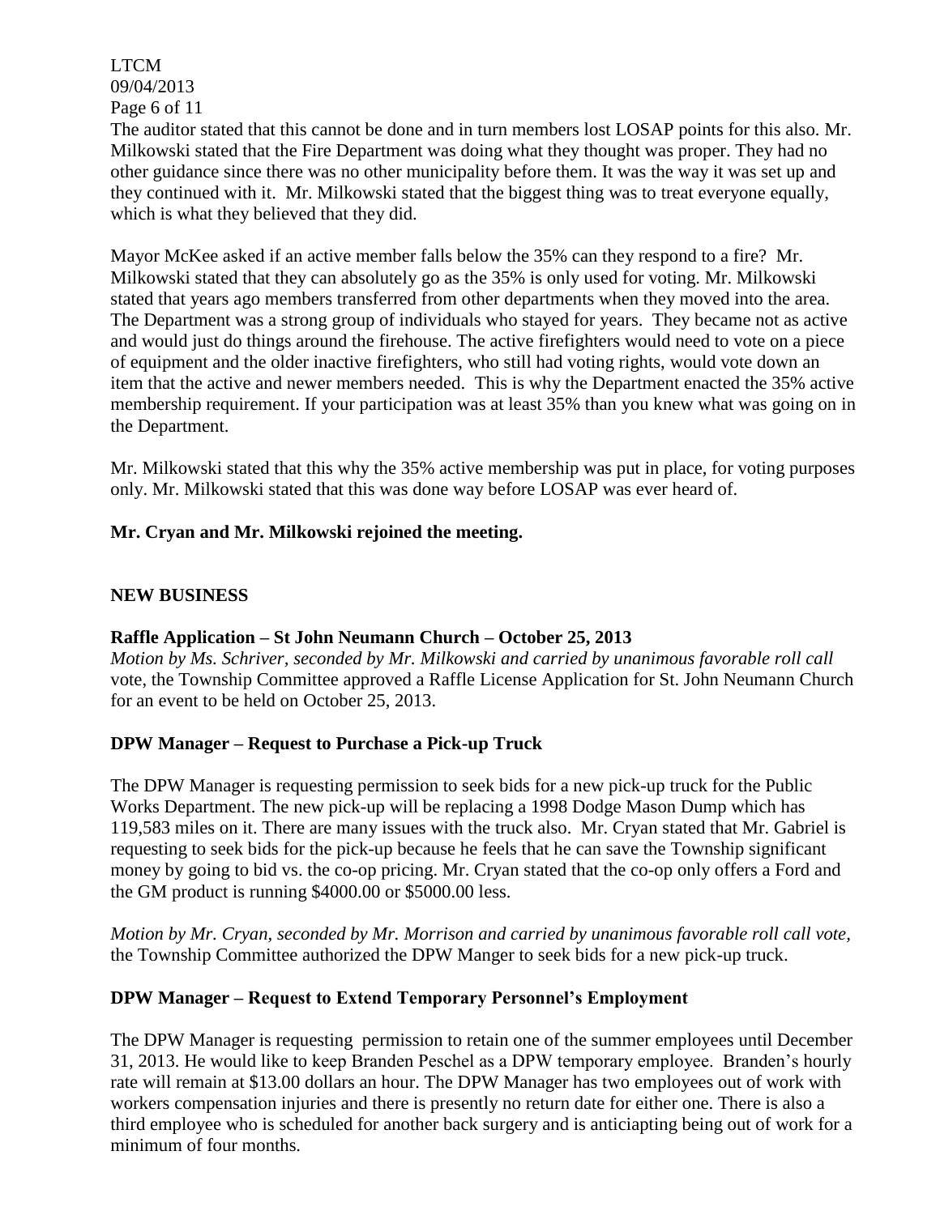The auditor stated that this cannot be done and in turn members lost LOSAP points for this also. Mr. Milkowski stated that the Fire Department was doing what they thought was proper. They had no other guidance since there was no other municipality before them. It was the way it was set up and they continued with it. Mr. Milkowski stated that the biggest thing was to treat everyone equally, which is what they believed that they did.

Mayor McKee asked if an active member falls below the 35% can they respond to a fire? Mr. Milkowski stated that they can absolutely go as the 35% is only used for voting. Mr. Milkowski stated that years ago members transferred from other departments when they moved into the area. The Department was a strong group of individuals who stayed for years. They became not as active and would just do things around the firehouse. The active firefighters would need to vote on a piece of equipment and the older inactive firefighters, who still had voting rights, would vote down an item that the active and newer members needed. This is why the Department enacted the 35% active membership requirement. If your participation was at least 35% than you knew what was going on in the Department.

Mr. Milkowski stated that this why the 35% active membership was put in place, for voting purposes only. Mr. Milkowski stated that this was done way before LOSAP was ever heard of.

**Mr. Cryan and Mr. Milkowski rejoined the meeting.**

## NEW BUSINESS

### Raffle Application – St John Neumann Church – October 25, 2013

*Motion by Ms. Schriver, seconded by Mr. Milkowski and carried by unanimous favorable roll call* vote, the Township Committee approved a Raffle License Application for St. John Neumann Church for an event to be held on October 25, 2013.

### DPW Manager – Request to Purchase a Pick-up Truck

The DPW Manager is requesting permission to seek bids for a new pick-up truck for the Public Works Department. The new pick-up will be replacing a 1998 Dodge Mason Dump which has 119,583 miles on it. There are many issues with the truck also. Mr. Cryan stated that Mr. Gabriel is requesting to seek bids for the pick-up because he feels that he can save the Township significant money by going to bid vs. the co-op pricing. Mr. Cryan stated that the co-op only offers a Ford and the GM product is running $4000.00 or $5000.00 less.

*Motion by Mr. Cryan, seconded by Mr. Morrison and carried by unanimous favorable roll call vote,* the Township Committee authorized the DPW Manger to seek bids for a new pick-up truck.

### DPW Manager – Request to Extend Temporary Personnel's Employment

The DPW Manager is requesting permission to retain one of the summer employees until December 31, 2013. He would like to keep Branden Peschel as a DPW temporary employee. Branden's hourly rate will remain at $13.00 dollars an hour. The DPW Manager has two employees out of work with workers compensation injuries and there is presently no return date for either one. There is also a third employee who is scheduled for another back surgery and is anticiapting being out of work for a minimum of four months.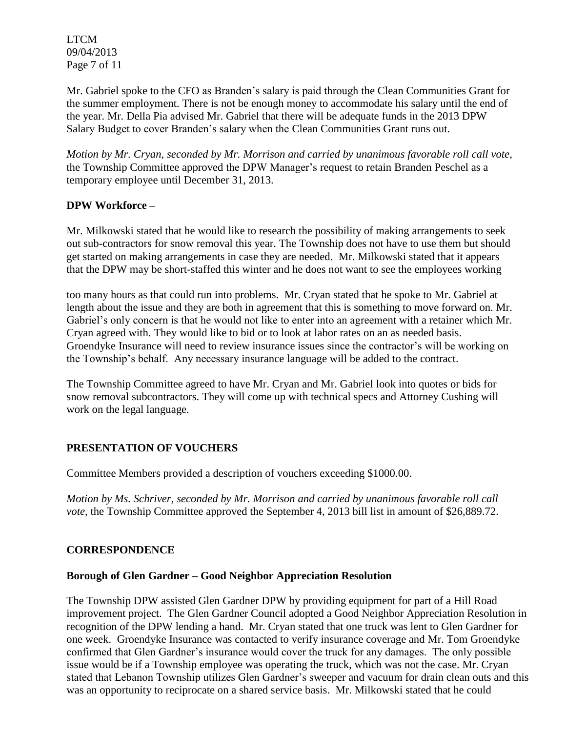Mr. Gabriel spoke to the CFO as Branden's salary is paid through the Clean Communities Grant for the summer employment. There is not be enough money to accommodate his salary until the end of the year. Mr. Della Pia advised Mr. Gabriel that there will be adequate funds in the 2013 DPW Salary Budget to cover Branden's salary when the Clean Communities Grant runs out.

*Motion by Mr. Cryan, seconded by Mr. Morrison and carried by unanimous favorable roll call vote,* the Township Committee approved the DPW Manager's request to retain Branden Peschel as a temporary employee until December 31, 2013.

**DPW Workforce –**

Mr. Milkowski stated that he would like to research the possibility of making arrangements to seek out sub-contractors for snow removal this year. The Township does not have to use them but should get started on making arrangements in case they are needed. Mr. Milkowski stated that it appears that the DPW may be short-staffed this winter and he does not want to see the employees working

too many hours as that could run into problems. Mr. Cryan stated that he spoke to Mr. Gabriel at length about the issue and they are both in agreement that this is something to move forward on. Mr. Gabriel's only concern is that he would not like to enter into an agreement with a retainer which Mr. Cryan agreed with. They would like to bid or to look at labor rates on an as needed basis. Groendyke Insurance will need to review insurance issues since the contractor's will be working on the Township's behalf. Any necessary insurance language will be added to the contract.

The Township Committee agreed to have Mr. Cryan and Mr. Gabriel look into quotes or bids for snow removal subcontractors. They will come up with technical specs and Attorney Cushing will work on the legal language.

## PRESENTATION OF VOUCHERS

Committee Members provided a description of vouchers exceeding $1000.00.

*Motion by Ms. Schriver, seconded by Mr. Morrison and carried by unanimous favorable roll call vote,* the Township Committee approved the September 4, 2013 bill list in amount of $26,889.72.

## CORRESPONDENCE

**Borough of Glen Gardner – Good Neighbor Appreciation Resolution**

The Township DPW assisted Glen Gardner DPW by providing equipment for part of a Hill Road improvement project. The Glen Gardner Council adopted a Good Neighbor Appreciation Resolution in recognition of the DPW lending a hand. Mr. Cryan stated that one truck was lent to Glen Gardner for one week. Groendyke Insurance was contacted to verify insurance coverage and Mr. Tom Groendyke confirmed that Glen Gardner's insurance would cover the truck for any damages. The only possible issue would be if a Township employee was operating the truck, which was not the case. Mr. Cryan stated that Lebanon Township utilizes Glen Gardner's sweeper and vacuum for drain clean outs and this was an opportunity to reciprocate on a shared service basis. Mr. Milkowski stated that he could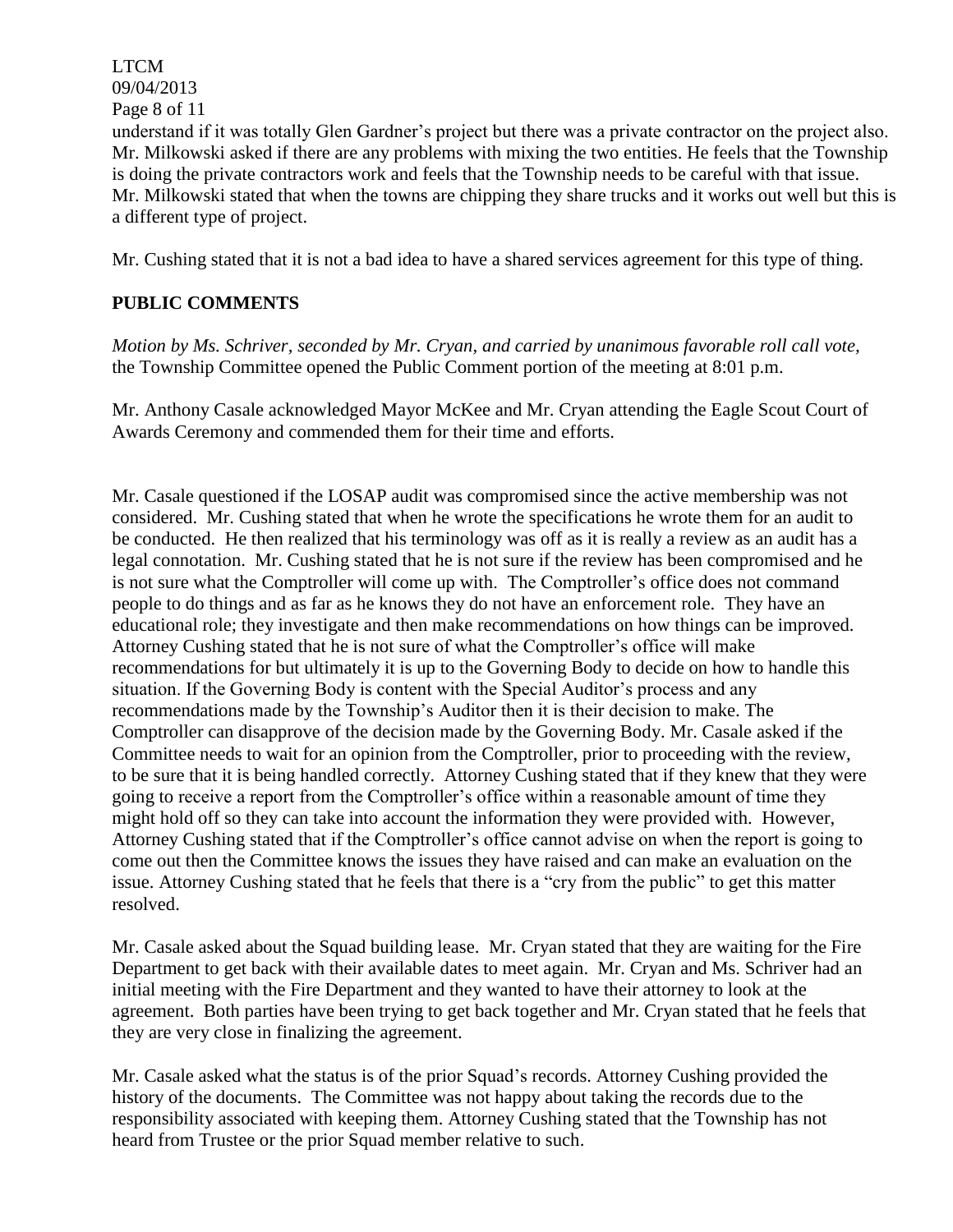understand if it was totally Glen Gardner's project but there was a private contractor on the project also. Mr. Milkowski asked if there are any problems with mixing the two entities. He feels that the Township is doing the private contractors work and feels that the Township needs to be careful with that issue. Mr. Milkowski stated that when the towns are chipping they share trucks and it works out well but this is a different type of project.

Mr. Cushing stated that it is not a bad idea to have a shared services agreement for this type of thing.

## PUBLIC COMMENTS

*Motion by Ms. Schriver, seconded by Mr. Cryan, and carried by unanimous favorable roll call vote,* the Township Committee opened the Public Comment portion of the meeting at 8:01 p.m.

Mr. Anthony Casale acknowledged Mayor McKee and Mr. Cryan attending the Eagle Scout Court of Awards Ceremony and commended them for their time and efforts.

Mr. Casale questioned if the LOSAP audit was compromised since the active membership was not considered. Mr. Cushing stated that when he wrote the specifications he wrote them for an audit to be conducted. He then realized that his terminology was off as it is really a review as an audit has a legal connotation. Mr. Cushing stated that he is not sure if the review has been compromised and he is not sure what the Comptroller will come up with. The Comptroller's office does not command people to do things and as far as he knows they do not have an enforcement role. They have an educational role; they investigate and then make recommendations on how things can be improved. Attorney Cushing stated that he is not sure of what the Comptroller's office will make recommendations for but ultimately it is up to the Governing Body to decide on how to handle this situation. If the Governing Body is content with the Special Auditor's process and any recommendations made by the Township's Auditor then it is their decision to make. The Comptroller can disapprove of the decision made by the Governing Body. Mr. Casale asked if the Committee needs to wait for an opinion from the Comptroller, prior to proceeding with the review, to be sure that it is being handled correctly. Attorney Cushing stated that if they knew that they were going to receive a report from the Comptroller's office within a reasonable amount of time they might hold off so they can take into account the information they were provided with. However, Attorney Cushing stated that if the Comptroller's office cannot advise on when the report is going to come out then the Committee knows the issues they have raised and can make an evaluation on the issue. Attorney Cushing stated that he feels that there is a "cry from the public" to get this matter resolved.

Mr. Casale asked about the Squad building lease. Mr. Cryan stated that they are waiting for the Fire Department to get back with their available dates to meet again. Mr. Cryan and Ms. Schriver had an initial meeting with the Fire Department and they wanted to have their attorney to look at the agreement. Both parties have been trying to get back together and Mr. Cryan stated that he feels that they are very close in finalizing the agreement.

Mr. Casale asked what the status is of the prior Squad's records. Attorney Cushing provided the history of the documents. The Committee was not happy about taking the records due to the responsibility associated with keeping them. Attorney Cushing stated that the Township has not heard from Trustee or the prior Squad member relative to such.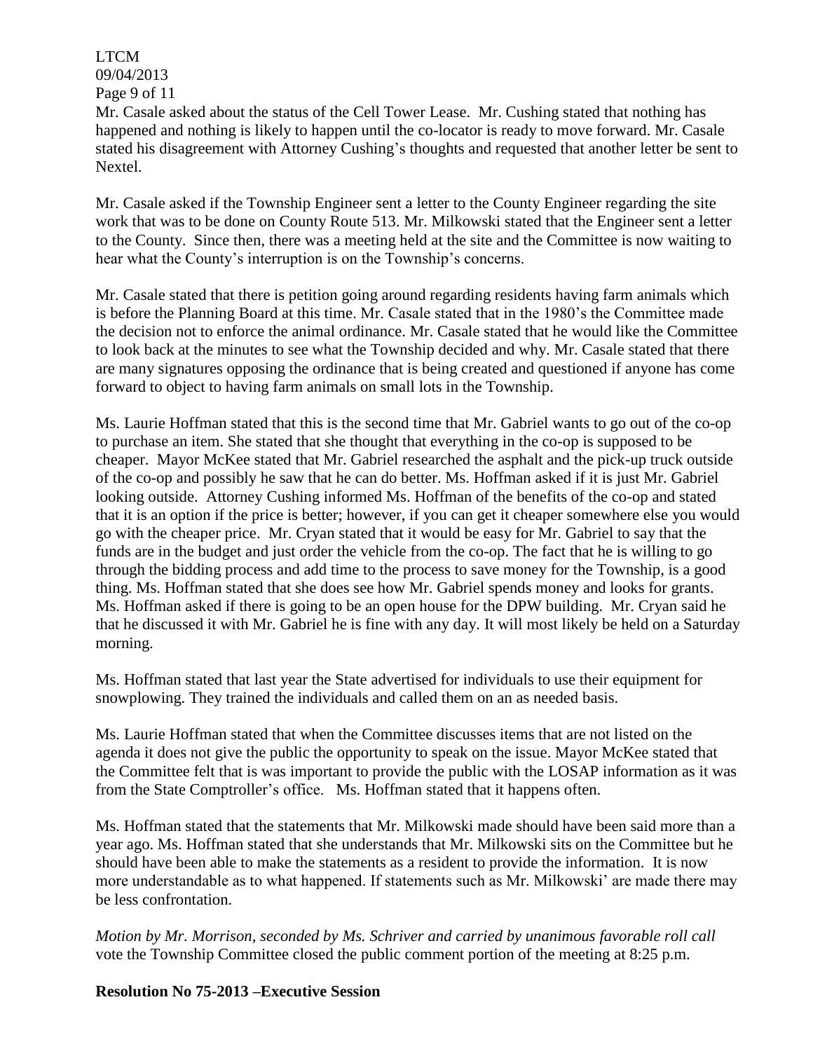Mr. Casale asked about the status of the Cell Tower Lease. Mr. Cushing stated that nothing has happened and nothing is likely to happen until the co-locator is ready to move forward. Mr. Casale stated his disagreement with Attorney Cushing's thoughts and requested that another letter be sent to Nextel.

Mr. Casale asked if the Township Engineer sent a letter to the County Engineer regarding the site work that was to be done on County Route 513. Mr. Milkowski stated that the Engineer sent a letter to the County. Since then, there was a meeting held at the site and the Committee is now waiting to hear what the County's interruption is on the Township's concerns.

Mr. Casale stated that there is petition going around regarding residents having farm animals which is before the Planning Board at this time. Mr. Casale stated that in the 1980's the Committee made the decision not to enforce the animal ordinance. Mr. Casale stated that he would like the Committee to look back at the minutes to see what the Township decided and why. Mr. Casale stated that there are many signatures opposing the ordinance that is being created and questioned if anyone has come forward to object to having farm animals on small lots in the Township.

Ms. Laurie Hoffman stated that this is the second time that Mr. Gabriel wants to go out of the co-op to purchase an item. She stated that she thought that everything in the co-op is supposed to be cheaper. Mayor McKee stated that Mr. Gabriel researched the asphalt and the pick-up truck outside of the co-op and possibly he saw that he can do better. Ms. Hoffman asked if it is just Mr. Gabriel looking outside. Attorney Cushing informed Ms. Hoffman of the benefits of the co-op and stated that it is an option if the price is better; however, if you can get it cheaper somewhere else you would go with the cheaper price. Mr. Cryan stated that it would be easy for Mr. Gabriel to say that the funds are in the budget and just order the vehicle from the co-op. The fact that he is willing to go through the bidding process and add time to the process to save money for the Township, is a good thing. Ms. Hoffman stated that she does see how Mr. Gabriel spends money and looks for grants. Ms. Hoffman asked if there is going to be an open house for the DPW building. Mr. Cryan said he that he discussed it with Mr. Gabriel he is fine with any day. It will most likely be held on a Saturday morning.

Ms. Hoffman stated that last year the State advertised for individuals to use their equipment for snowplowing. They trained the individuals and called them on an as needed basis.

Ms. Laurie Hoffman stated that when the Committee discusses items that are not listed on the agenda it does not give the public the opportunity to speak on the issue. Mayor McKee stated that the Committee felt that is was important to provide the public with the LOSAP information as it was from the State Comptroller's office. Ms. Hoffman stated that it happens often.

Ms. Hoffman stated that the statements that Mr. Milkowski made should have been said more than a year ago. Ms. Hoffman stated that she understands that Mr. Milkowski sits on the Committee but he should have been able to make the statements as a resident to provide the information. It is now more understandable as to what happened. If statements such as Mr. Milkowski' are made there may be less confrontation.

*Motion by Mr. Morrison, seconded by Ms. Schriver and carried by unanimous favorable roll call* vote the Township Committee closed the public comment portion of the meeting at 8:25 p.m.

**Resolution No 75-2013 –Executive Session**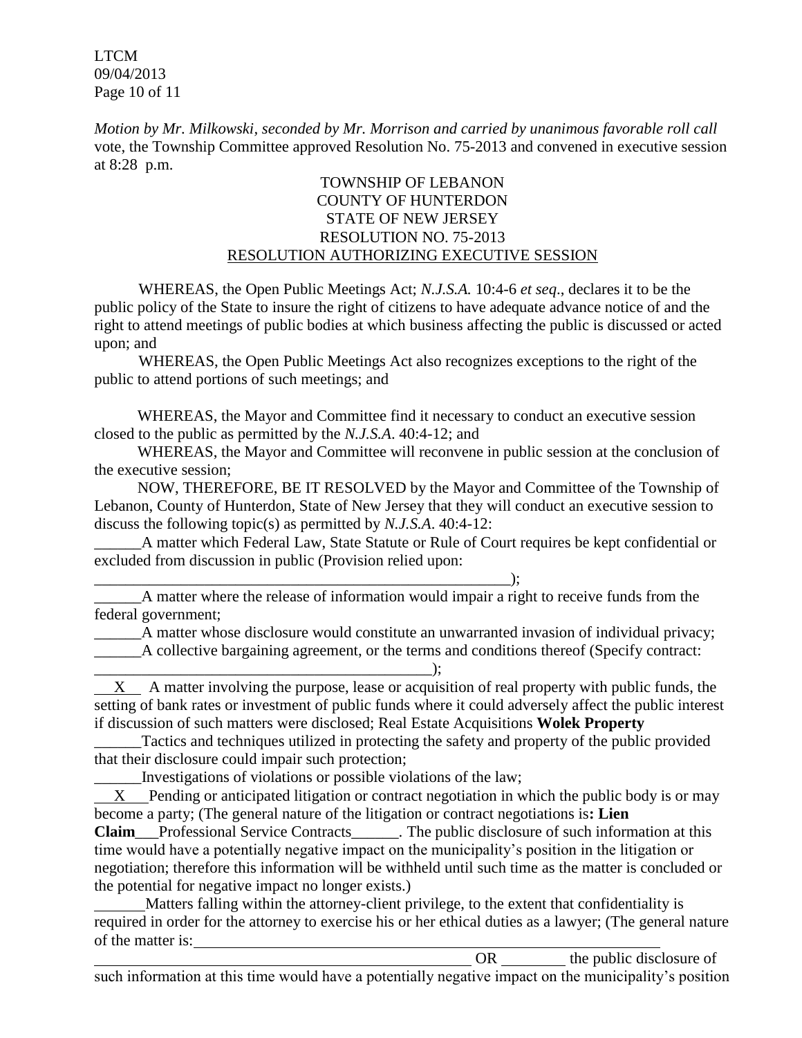*Motion by Mr. Milkowski, seconded by Mr. Morrison and carried by unanimous favorable roll call* vote, the Township Committee approved Resolution No. 75-2013 and convened in executive session at 8:28 p.m.

TOWNSHIP OF LEBANON
COUNTY OF HUNTERDON
STATE OF NEW JERSEY
RESOLUTION NO. 75-2013
RESOLUTION AUTHORIZING EXECUTIVE SESSION

WHEREAS, the Open Public Meetings Act; *N.J.S.A.* 10:4-6 *et seq*., declares it to be the public policy of the State to insure the right of citizens to have adequate advance notice of and the right to attend meetings of public bodies at which business affecting the public is discussed or acted upon; and

WHEREAS, the Open Public Meetings Act also recognizes exceptions to the right of the public to attend portions of such meetings; and

WHEREAS, the Mayor and Committee find it necessary to conduct an executive session closed to the public as permitted by the *N.J.S.A*. 40:4-12; and

WHEREAS, the Mayor and Committee will reconvene in public session at the conclusion of the executive session;

NOW, THEREFORE, BE IT RESOLVED by the Mayor and Committee of the Township of Lebanon, County of Hunterdon, State of New Jersey that they will conduct an executive session to discuss the following topic(s) as permitted by *N.J.S.A*. 40:4-12:

______A matter which Federal Law, State Statute or Rule of Court requires be kept confidential or excluded from discussion in public (Provision relied upon: _______________________________________________________);

______A matter where the release of information would impair a right to receive funds from the federal government;

______A matter whose disclosure would constitute an unwarranted invasion of individual privacy;

______A collective bargaining agreement, or the terms and conditions thereof (Specify contract: ____________________________________________);

__X__ A matter involving the purpose, lease or acquisition of real property with public funds, the setting of bank rates or investment of public funds where it could adversely affect the public interest if discussion of such matters were disclosed; Real Estate Acquisitions **Wolek Property**

______Tactics and techniques utilized in protecting the safety and property of the public provided that their disclosure could impair such protection;

______Investigations of violations or possible violations of the law;

__X__ Pending or anticipated litigation or contract negotiation in which the public body is or may become a party; (The general nature of the litigation or contract negotiations is**: Lien Claim**___Professional Service Contracts______. The public disclosure of such information at this time would have a potentially negative impact on the municipality's position in the litigation or negotiation; therefore this information will be withheld until such time as the matter is concluded or the potential for negative impact no longer exists.)

______Matters falling within the attorney-client privilege, to the extent that confidentiality is required in order for the attorney to exercise his or her ethical duties as a lawyer; (The general nature of the matter is: ______________________________________________________________ OR ________ the public disclosure of such information at this time would have a potentially negative impact on the municipality's position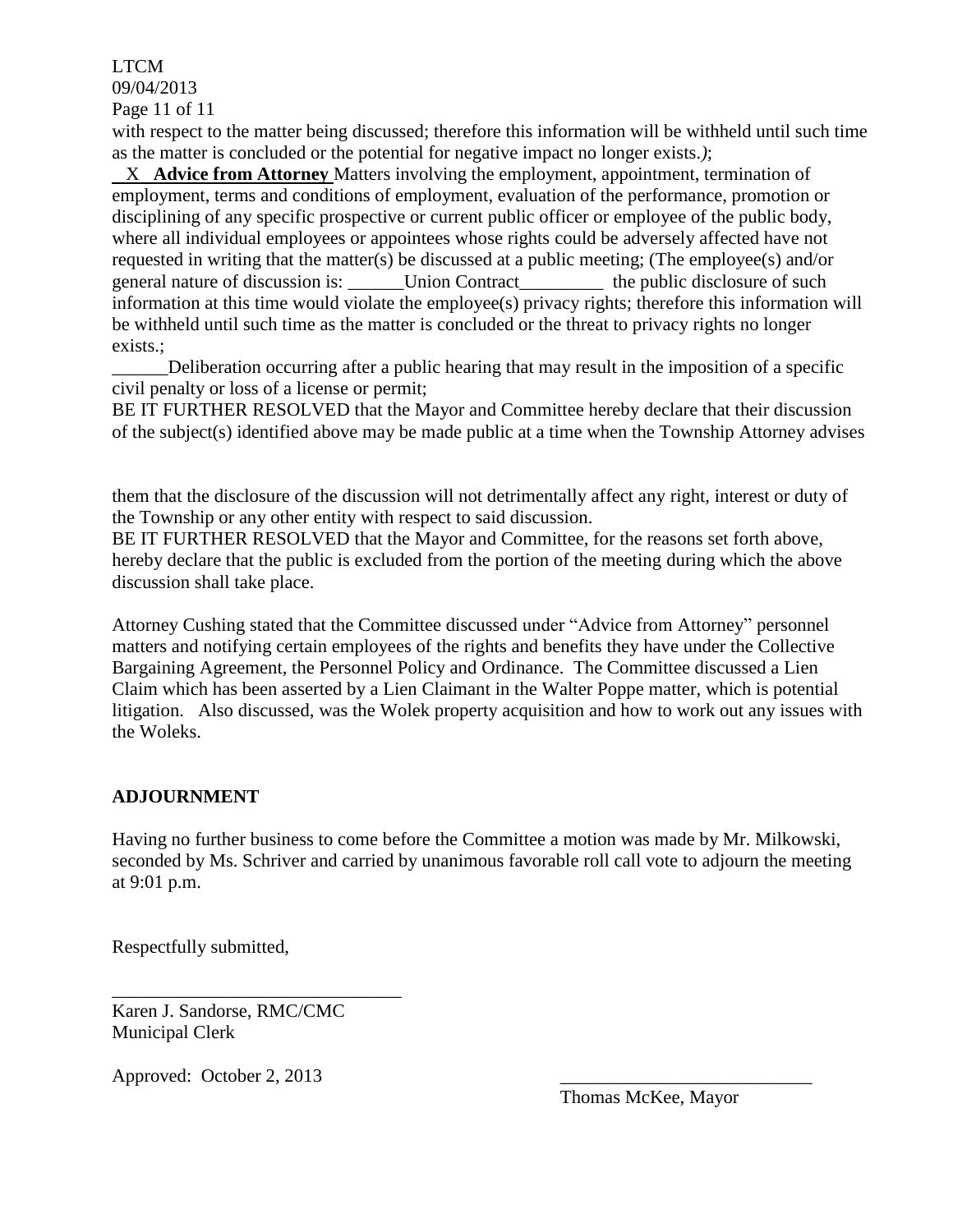with respect to the matter being discussed; therefore this information will be withheld until such time as the matter is concluded or the potential for negative impact no longer exists.*)*;

\_\_X\_\_ **Advice from Attorney** Matters involving the employment, appointment, termination of employment, terms and conditions of employment, evaluation of the performance, promotion or disciplining of any specific prospective or current public officer or employee of the public body, where all individual employees or appointees whose rights could be adversely affected have not requested in writing that the matter(s) be discussed at a public meeting; (The employee(s) and/or general nature of discussion is: \_\_\_\_\_\_Union Contract\_\_\_\_\_\_\_\_\_ the public disclosure of such information at this time would violate the employee(s) privacy rights; therefore this information will be withheld until such time as the matter is concluded or the threat to privacy rights no longer exists.;

\_\_\_\_\_\_Deliberation occurring after a public hearing that may result in the imposition of a specific civil penalty or loss of a license or permit;

BE IT FURTHER RESOLVED that the Mayor and Committee hereby declare that their discussion of the subject(s) identified above may be made public at a time when the Township Attorney advises them that the disclosure of the discussion will not detrimentally affect any right, interest or duty of the Township or any other entity with respect to said discussion.

BE IT FURTHER RESOLVED that the Mayor and Committee, for the reasons set forth above, hereby declare that the public is excluded from the portion of the meeting during which the above discussion shall take place.

Attorney Cushing stated that the Committee discussed under "Advice from Attorney" personnel matters and notifying certain employees of the rights and benefits they have under the Collective Bargaining Agreement, the Personnel Policy and Ordinance. The Committee discussed a Lien Claim which has been asserted by a Lien Claimant in the Walter Poppe matter, which is potential litigation. Also discussed, was the Wolek property acquisition and how to work out any issues with the Woleks.

## ADJOURNMENT

Having no further business to come before the Committee a motion was made by Mr. Milkowski, seconded by Ms. Schriver and carried by unanimous favorable roll call vote to adjourn the meeting at 9:01 p.m.

Respectfully submitted,

\_\_\_\_\_\_\_\_\_\_\_\_\_\_\_\_\_\_\_\_\_\_\_\_\_\_\_\_\_\_\_\_

Karen J. Sandorse, RMC/CMC
Municipal Clerk

Approved: October 2, 2013

\_\_\_\_\_\_\_\_\_\_\_\_\_\_\_\_\_\_\_\_\_\_\_\_\_\_\_\_

Thomas McKee, Mayor